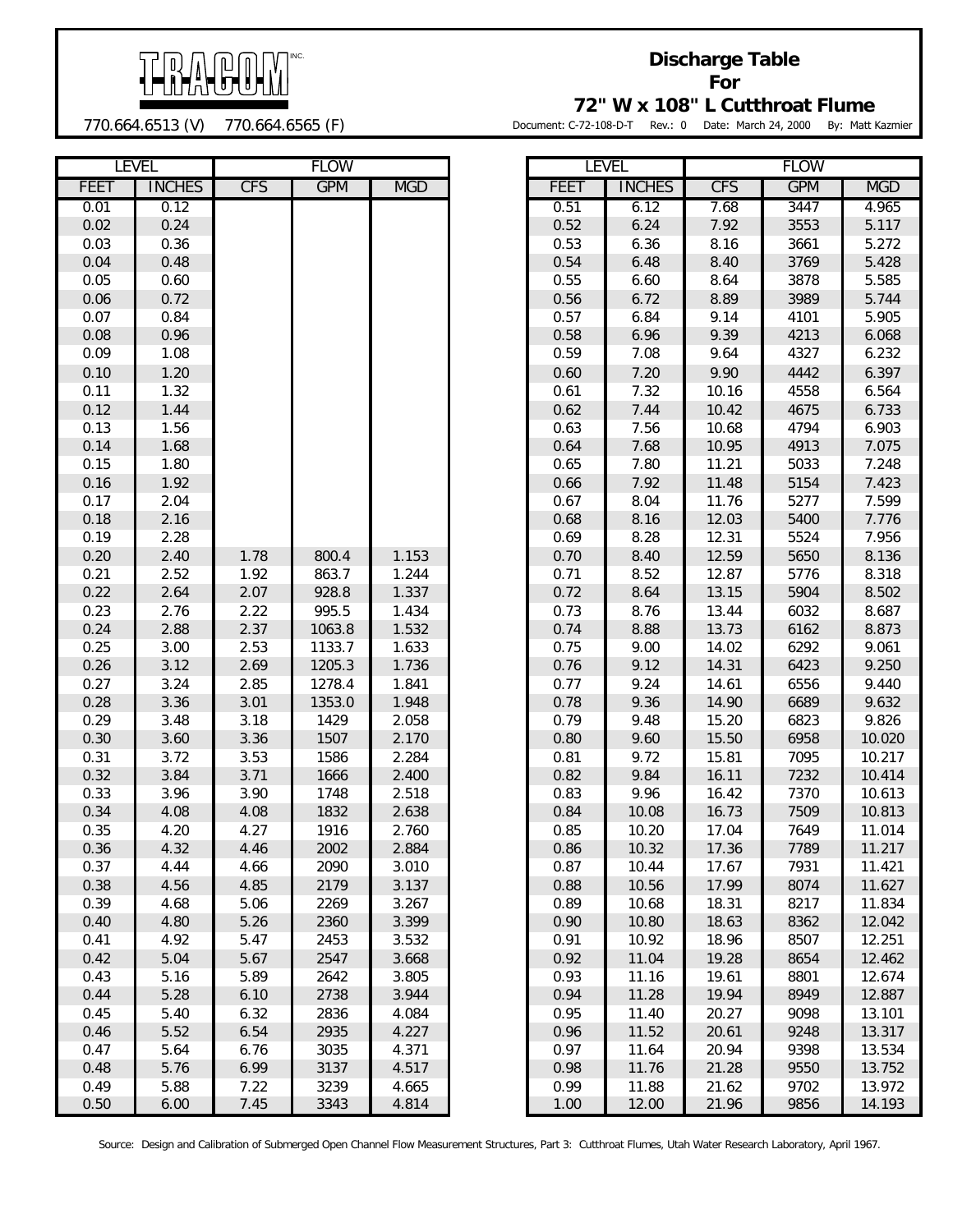TRACOM INC.

770.664.6513 (V) 770.664.6565 (F)

# Discharge Table For 72" W x 108" L Cutthroat Flume

Document: C-72-108-D-T Rev.: 0 Date: March 24, 2000 By: Matt Kazmier

| LEVEL | | FLOW | | |
|---|---|---|---|---|
| FEET | INCHES | CFS | GPM | MGD |
| 0.01 | 0.12 | | | |
| 0.02 | 0.24 | | | |
| 0.03 | 0.36 | | | |
| 0.04 | 0.48 | | | |
| 0.05 | 0.60 | | | |
| 0.06 | 0.72 | | | |
| 0.07 | 0.84 | | | |
| 0.08 | 0.96 | | | |
| 0.09 | 1.08 | | | |
| 0.10 | 1.20 | | | |
| 0.11 | 1.32 | | | |
| 0.12 | 1.44 | | | |
| 0.13 | 1.56 | | | |
| 0.14 | 1.68 | | | |
| 0.15 | 1.80 | | | |
| 0.16 | 1.92 | | | |
| 0.17 | 2.04 | | | |
| 0.18 | 2.16 | | | |
| 0.19 | 2.28 | | | |
| 0.20 | 2.40 | 1.78 | 800.4 | 1.153 |
| 0.21 | 2.52 | 1.92 | 863.7 | 1.244 |
| 0.22 | 2.64 | 2.07 | 928.8 | 1.337 |
| 0.23 | 2.76 | 2.22 | 995.5 | 1.434 |
| 0.24 | 2.88 | 2.37 | 1063.8 | 1.532 |
| 0.25 | 3.00 | 2.53 | 1133.7 | 1.633 |
| 0.26 | 3.12 | 2.69 | 1205.3 | 1.736 |
| 0.27 | 3.24 | 2.85 | 1278.4 | 1.841 |
| 0.28 | 3.36 | 3.01 | 1353.0 | 1.948 |
| 0.29 | 3.48 | 3.18 | 1429 | 2.058 |
| 0.30 | 3.60 | 3.36 | 1507 | 2.170 |
| 0.31 | 3.72 | 3.53 | 1586 | 2.284 |
| 0.32 | 3.84 | 3.71 | 1666 | 2.400 |
| 0.33 | 3.96 | 3.90 | 1748 | 2.518 |
| 0.34 | 4.08 | 4.08 | 1832 | 2.638 |
| 0.35 | 4.20 | 4.27 | 1916 | 2.760 |
| 0.36 | 4.32 | 4.46 | 2002 | 2.884 |
| 0.37 | 4.44 | 4.66 | 2090 | 3.010 |
| 0.38 | 4.56 | 4.85 | 2179 | 3.137 |
| 0.39 | 4.68 | 5.06 | 2269 | 3.267 |
| 0.40 | 4.80 | 5.26 | 2360 | 3.399 |
| 0.41 | 4.92 | 5.47 | 2453 | 3.532 |
| 0.42 | 5.04 | 5.67 | 2547 | 3.668 |
| 0.43 | 5.16 | 5.89 | 2642 | 3.805 |
| 0.44 | 5.28 | 6.10 | 2738 | 3.944 |
| 0.45 | 5.40 | 6.32 | 2836 | 4.084 |
| 0.46 | 5.52 | 6.54 | 2935 | 4.227 |
| 0.47 | 5.64 | 6.76 | 3035 | 4.371 |
| 0.48 | 5.76 | 6.99 | 3137 | 4.517 |
| 0.49 | 5.88 | 7.22 | 3239 | 4.665 |
| 0.50 | 6.00 | 7.45 | 3343 | 4.814 |
| 0.51 | 6.12 | 7.68 | 3447 | 4.965 |
| 0.52 | 6.24 | 7.92 | 3553 | 5.117 |
| 0.53 | 6.36 | 8.16 | 3661 | 5.272 |
| 0.54 | 6.48 | 8.40 | 3769 | 5.428 |
| 0.55 | 6.60 | 8.64 | 3878 | 5.585 |
| 0.56 | 6.72 | 8.89 | 3989 | 5.744 |
| 0.57 | 6.84 | 9.14 | 4101 | 5.905 |
| 0.58 | 6.96 | 9.39 | 4213 | 6.068 |
| 0.59 | 7.08 | 9.64 | 4327 | 6.232 |
| 0.60 | 7.20 | 9.90 | 4442 | 6.397 |
| 0.61 | 7.32 | 10.16 | 4558 | 6.564 |
| 0.62 | 7.44 | 10.42 | 4675 | 6.733 |
| 0.63 | 7.56 | 10.68 | 4794 | 6.903 |
| 0.64 | 7.68 | 10.95 | 4913 | 7.075 |
| 0.65 | 7.80 | 11.21 | 5033 | 7.248 |
| 0.66 | 7.92 | 11.48 | 5154 | 7.423 |
| 0.67 | 8.04 | 11.76 | 5277 | 7.599 |
| 0.68 | 8.16 | 12.03 | 5400 | 7.776 |
| 0.69 | 8.28 | 12.31 | 5524 | 7.956 |
| 0.70 | 8.40 | 12.59 | 5650 | 8.136 |
| 0.71 | 8.52 | 12.87 | 5776 | 8.318 |
| 0.72 | 8.64 | 13.15 | 5904 | 8.502 |
| 0.73 | 8.76 | 13.44 | 6032 | 8.687 |
| 0.74 | 8.88 | 13.73 | 6162 | 8.873 |
| 0.75 | 9.00 | 14.02 | 6292 | 9.061 |
| 0.76 | 9.12 | 14.31 | 6423 | 9.250 |
| 0.77 | 9.24 | 14.61 | 6556 | 9.440 |
| 0.78 | 9.36 | 14.90 | 6689 | 9.632 |
| 0.79 | 9.48 | 15.20 | 6823 | 9.826 |
| 0.80 | 9.60 | 15.50 | 6958 | 10.020 |
| 0.81 | 9.72 | 15.81 | 7095 | 10.217 |
| 0.82 | 9.84 | 16.11 | 7232 | 10.414 |
| 0.83 | 9.96 | 16.42 | 7370 | 10.613 |
| 0.84 | 10.08 | 16.73 | 7509 | 10.813 |
| 0.85 | 10.20 | 17.04 | 7649 | 11.014 |
| 0.86 | 10.32 | 17.36 | 7789 | 11.217 |
| 0.87 | 10.44 | 17.67 | 7931 | 11.421 |
| 0.88 | 10.56 | 17.99 | 8074 | 11.627 |
| 0.89 | 10.68 | 18.31 | 8217 | 11.834 |
| 0.90 | 10.80 | 18.63 | 8362 | 12.042 |
| 0.91 | 10.92 | 18.96 | 8507 | 12.251 |
| 0.92 | 11.04 | 19.28 | 8654 | 12.462 |
| 0.93 | 11.16 | 19.61 | 8801 | 12.674 |
| 0.94 | 11.28 | 19.94 | 8949 | 12.887 |
| 0.95 | 11.40 | 20.27 | 9098 | 13.101 |
| 0.96 | 11.52 | 20.61 | 9248 | 13.317 |
| 0.97 | 11.64 | 20.94 | 9398 | 13.534 |
| 0.98 | 11.76 | 21.28 | 9550 | 13.752 |
| 0.99 | 11.88 | 21.62 | 9702 | 13.972 |
| 1.00 | 12.00 | 21.96 | 9856 | 14.193 |

Source: Design and Calibration of Submerged Open Channel Flow Measurement Structures, Part 3: Cutthroat Flumes, Utah Water Research Laboratory, April 1967.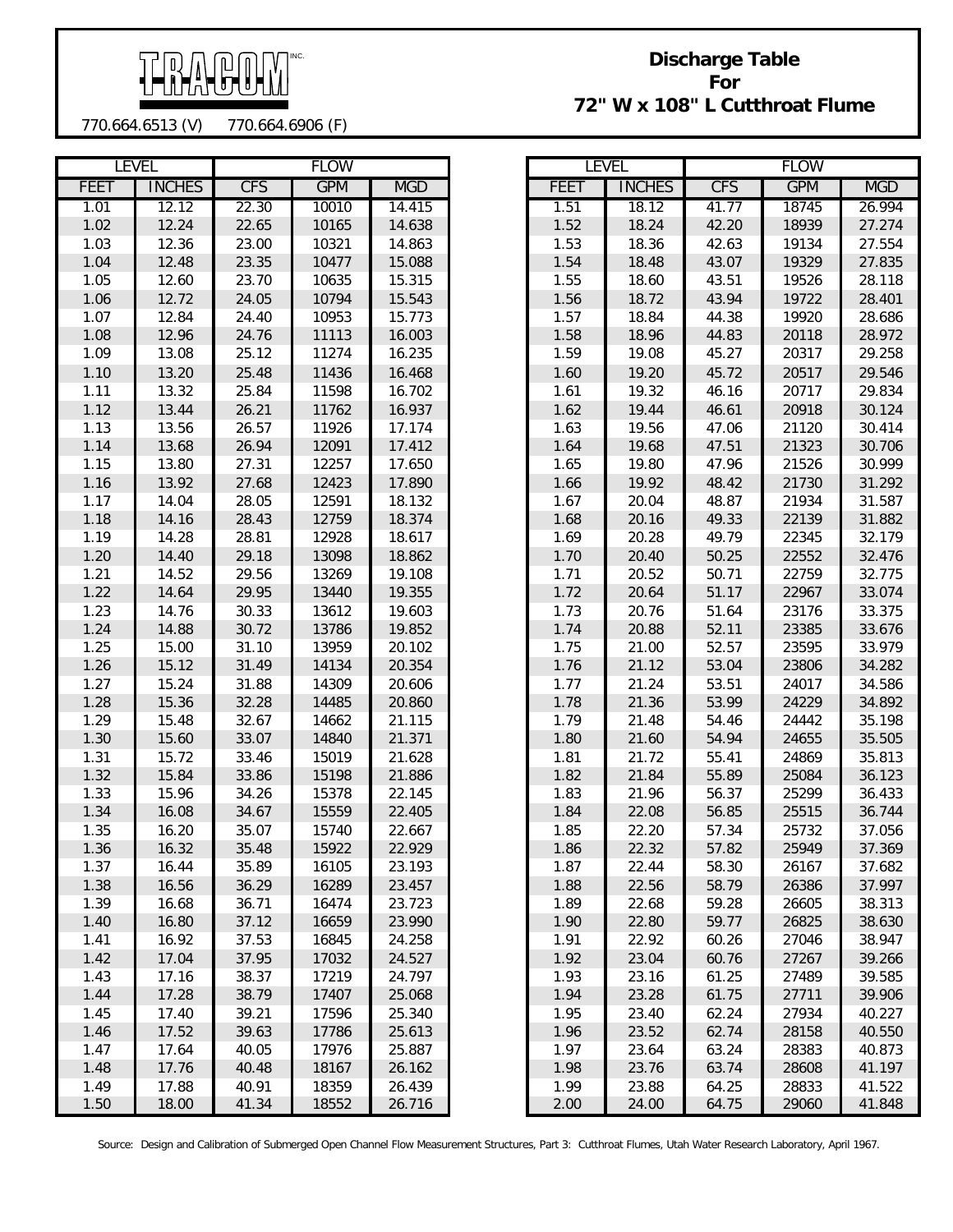# TRACOM INC.

770.664.6513 (V) 770.664.6906 (F)

## Discharge Table For 72" W x 108" L Cutthroat Flume

| LEVEL | | FLOW | | |
|---|---|---|---|---|
| FEET | INCHES | CFS | GPM | MGD |
| 1.01 | 12.12 | 22.30 | 10010 | 14.415 |
| 1.02 | 12.24 | 22.65 | 10165 | 14.638 |
| 1.03 | 12.36 | 23.00 | 10321 | 14.863 |
| 1.04 | 12.48 | 23.35 | 10477 | 15.088 |
| 1.05 | 12.60 | 23.70 | 10635 | 15.315 |
| 1.06 | 12.72 | 24.05 | 10794 | 15.543 |
| 1.07 | 12.84 | 24.40 | 10953 | 15.773 |
| 1.08 | 12.96 | 24.76 | 11113 | 16.003 |
| 1.09 | 13.08 | 25.12 | 11274 | 16.235 |
| 1.10 | 13.20 | 25.48 | 11436 | 16.468 |
| 1.11 | 13.32 | 25.84 | 11598 | 16.702 |
| 1.12 | 13.44 | 26.21 | 11762 | 16.937 |
| 1.13 | 13.56 | 26.57 | 11926 | 17.174 |
| 1.14 | 13.68 | 26.94 | 12091 | 17.412 |
| 1.15 | 13.80 | 27.31 | 12257 | 17.650 |
| 1.16 | 13.92 | 27.68 | 12423 | 17.890 |
| 1.17 | 14.04 | 28.05 | 12591 | 18.132 |
| 1.18 | 14.16 | 28.43 | 12759 | 18.374 |
| 1.19 | 14.28 | 28.81 | 12928 | 18.617 |
| 1.20 | 14.40 | 29.18 | 13098 | 18.862 |
| 1.21 | 14.52 | 29.56 | 13269 | 19.108 |
| 1.22 | 14.64 | 29.95 | 13440 | 19.355 |
| 1.23 | 14.76 | 30.33 | 13612 | 19.603 |
| 1.24 | 14.88 | 30.72 | 13786 | 19.852 |
| 1.25 | 15.00 | 31.10 | 13959 | 20.102 |
| 1.26 | 15.12 | 31.49 | 14134 | 20.354 |
| 1.27 | 15.24 | 31.88 | 14309 | 20.606 |
| 1.28 | 15.36 | 32.28 | 14485 | 20.860 |
| 1.29 | 15.48 | 32.67 | 14662 | 21.115 |
| 1.30 | 15.60 | 33.07 | 14840 | 21.371 |
| 1.31 | 15.72 | 33.46 | 15019 | 21.628 |
| 1.32 | 15.84 | 33.86 | 15198 | 21.886 |
| 1.33 | 15.96 | 34.26 | 15378 | 22.145 |
| 1.34 | 16.08 | 34.67 | 15559 | 22.405 |
| 1.35 | 16.20 | 35.07 | 15740 | 22.667 |
| 1.36 | 16.32 | 35.48 | 15922 | 22.929 |
| 1.37 | 16.44 | 35.89 | 16105 | 23.193 |
| 1.38 | 16.56 | 36.29 | 16289 | 23.457 |
| 1.39 | 16.68 | 36.71 | 16474 | 23.723 |
| 1.40 | 16.80 | 37.12 | 16659 | 23.990 |
| 1.41 | 16.92 | 37.53 | 16845 | 24.258 |
| 1.42 | 17.04 | 37.95 | 17032 | 24.527 |
| 1.43 | 17.16 | 38.37 | 17219 | 24.797 |
| 1.44 | 17.28 | 38.79 | 17407 | 25.068 |
| 1.45 | 17.40 | 39.21 | 17596 | 25.340 |
| 1.46 | 17.52 | 39.63 | 17786 | 25.613 |
| 1.47 | 17.64 | 40.05 | 17976 | 25.887 |
| 1.48 | 17.76 | 40.48 | 18167 | 26.162 |
| 1.49 | 17.88 | 40.91 | 18359 | 26.439 |
| 1.50 | 18.00 | 41.34 | 18552 | 26.716 |
| 1.51 | 18.12 | 41.77 | 18745 | 26.994 |
| 1.52 | 18.24 | 42.20 | 18939 | 27.274 |
| 1.53 | 18.36 | 42.63 | 19134 | 27.554 |
| 1.54 | 18.48 | 43.07 | 19329 | 27.835 |
| 1.55 | 18.60 | 43.51 | 19526 | 28.118 |
| 1.56 | 18.72 | 43.94 | 19722 | 28.401 |
| 1.57 | 18.84 | 44.38 | 19920 | 28.686 |
| 1.58 | 18.96 | 44.83 | 20118 | 28.972 |
| 1.59 | 19.08 | 45.27 | 20317 | 29.258 |
| 1.60 | 19.20 | 45.72 | 20517 | 29.546 |
| 1.61 | 19.32 | 46.16 | 20717 | 29.834 |
| 1.62 | 19.44 | 46.61 | 20918 | 30.124 |
| 1.63 | 19.56 | 47.06 | 21120 | 30.414 |
| 1.64 | 19.68 | 47.51 | 21323 | 30.706 |
| 1.65 | 19.80 | 47.96 | 21526 | 30.999 |
| 1.66 | 19.92 | 48.42 | 21730 | 31.292 |
| 1.67 | 20.04 | 48.87 | 21934 | 31.587 |
| 1.68 | 20.16 | 49.33 | 22139 | 31.882 |
| 1.69 | 20.28 | 49.79 | 22345 | 32.179 |
| 1.70 | 20.40 | 50.25 | 22552 | 32.476 |
| 1.71 | 20.52 | 50.71 | 22759 | 32.775 |
| 1.72 | 20.64 | 51.17 | 22967 | 33.074 |
| 1.73 | 20.76 | 51.64 | 23176 | 33.375 |
| 1.74 | 20.88 | 52.11 | 23385 | 33.676 |
| 1.75 | 21.00 | 52.57 | 23595 | 33.979 |
| 1.76 | 21.12 | 53.04 | 23806 | 34.282 |
| 1.77 | 21.24 | 53.51 | 24017 | 34.586 |
| 1.78 | 21.36 | 53.99 | 24229 | 34.892 |
| 1.79 | 21.48 | 54.46 | 24442 | 35.198 |
| 1.80 | 21.60 | 54.94 | 24655 | 35.505 |
| 1.81 | 21.72 | 55.41 | 24869 | 35.813 |
| 1.82 | 21.84 | 55.89 | 25084 | 36.123 |
| 1.83 | 21.96 | 56.37 | 25299 | 36.433 |
| 1.84 | 22.08 | 56.85 | 25515 | 36.744 |
| 1.85 | 22.20 | 57.34 | 25732 | 37.056 |
| 1.86 | 22.32 | 57.82 | 25949 | 37.369 |
| 1.87 | 22.44 | 58.30 | 26167 | 37.682 |
| 1.88 | 22.56 | 58.79 | 26386 | 37.997 |
| 1.89 | 22.68 | 59.28 | 26605 | 38.313 |
| 1.90 | 22.80 | 59.77 | 26825 | 38.630 |
| 1.91 | 22.92 | 60.26 | 27046 | 38.947 |
| 1.92 | 23.04 | 60.76 | 27267 | 39.266 |
| 1.93 | 23.16 | 61.25 | 27489 | 39.585 |
| 1.94 | 23.28 | 61.75 | 27711 | 39.906 |
| 1.95 | 23.40 | 62.24 | 27934 | 40.227 |
| 1.96 | 23.52 | 62.74 | 28158 | 40.550 |
| 1.97 | 23.64 | 63.24 | 28383 | 40.873 |
| 1.98 | 23.76 | 63.74 | 28608 | 41.197 |
| 1.99 | 23.88 | 64.25 | 28833 | 41.522 |
| 2.00 | 24.00 | 64.75 | 29060 | 41.848 |

Source: Design and Calibration of Submerged Open Channel Flow Measurement Structures, Part 3: Cutthroat Flumes, Utah Water Research Laboratory, April 1967.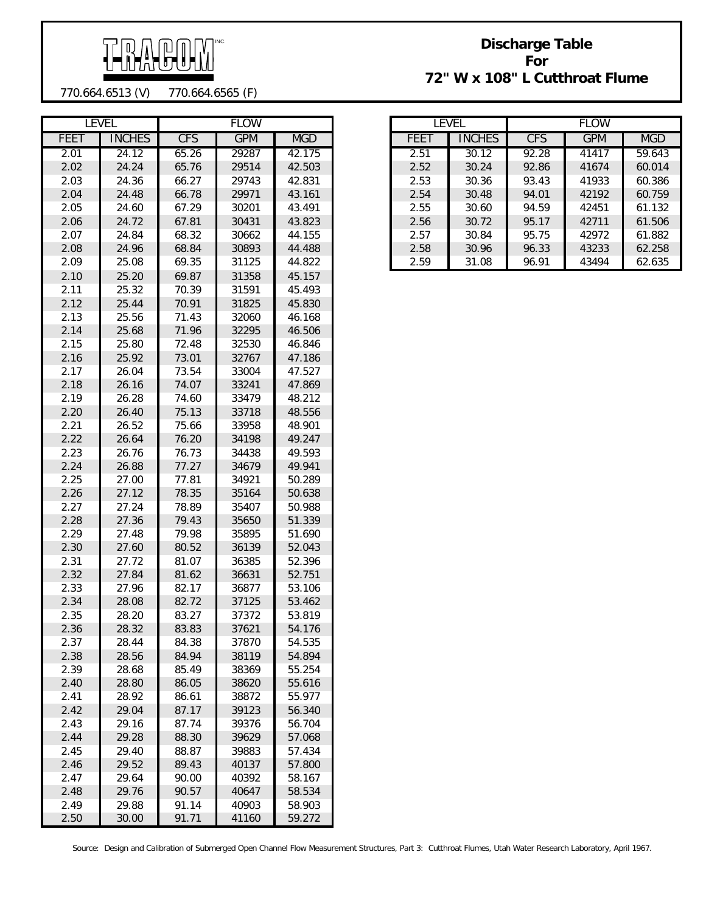TRACOM INC.

770.664.6513 (V) 770.664.6565 (F)

## Discharge Table For 72" W x 108" L Cutthroat Flume

| LEVEL | | FLOW | | |
|---|---|---|---|---|
| FEET | INCHES | CFS | GPM | MGD |
| 2.01 | 24.12 | 65.26 | 29287 | 42.175 |
| 2.02 | 24.24 | 65.76 | 29514 | 42.503 |
| 2.03 | 24.36 | 66.27 | 29743 | 42.831 |
| 2.04 | 24.48 | 66.78 | 29971 | 43.161 |
| 2.05 | 24.60 | 67.29 | 30201 | 43.491 |
| 2.06 | 24.72 | 67.81 | 30431 | 43.823 |
| 2.07 | 24.84 | 68.32 | 30662 | 44.155 |
| 2.08 | 24.96 | 68.84 | 30893 | 44.488 |
| 2.09 | 25.08 | 69.35 | 31125 | 44.822 |
| 2.10 | 25.20 | 69.87 | 31358 | 45.157 |
| 2.11 | 25.32 | 70.39 | 31591 | 45.493 |
| 2.12 | 25.44 | 70.91 | 31825 | 45.830 |
| 2.13 | 25.56 | 71.43 | 32060 | 46.168 |
| 2.14 | 25.68 | 71.96 | 32295 | 46.506 |
| 2.15 | 25.80 | 72.48 | 32530 | 46.846 |
| 2.16 | 25.92 | 73.01 | 32767 | 47.186 |
| 2.17 | 26.04 | 73.54 | 33004 | 47.527 |
| 2.18 | 26.16 | 74.07 | 33241 | 47.869 |
| 2.19 | 26.28 | 74.60 | 33479 | 48.212 |
| 2.20 | 26.40 | 75.13 | 33718 | 48.556 |
| 2.21 | 26.52 | 75.66 | 33958 | 48.901 |
| 2.22 | 26.64 | 76.20 | 34198 | 49.247 |
| 2.23 | 26.76 | 76.73 | 34438 | 49.593 |
| 2.24 | 26.88 | 77.27 | 34679 | 49.941 |
| 2.25 | 27.00 | 77.81 | 34921 | 50.289 |
| 2.26 | 27.12 | 78.35 | 35164 | 50.638 |
| 2.27 | 27.24 | 78.89 | 35407 | 50.988 |
| 2.28 | 27.36 | 79.43 | 35650 | 51.339 |
| 2.29 | 27.48 | 79.98 | 35895 | 51.690 |
| 2.30 | 27.60 | 80.52 | 36139 | 52.043 |
| 2.31 | 27.72 | 81.07 | 36385 | 52.396 |
| 2.32 | 27.84 | 81.62 | 36631 | 52.751 |
| 2.33 | 27.96 | 82.17 | 36877 | 53.106 |
| 2.34 | 28.08 | 82.72 | 37125 | 53.462 |
| 2.35 | 28.20 | 83.27 | 37372 | 53.819 |
| 2.36 | 28.32 | 83.83 | 37621 | 54.176 |
| 2.37 | 28.44 | 84.38 | 37870 | 54.535 |
| 2.38 | 28.56 | 84.94 | 38119 | 54.894 |
| 2.39 | 28.68 | 85.49 | 38369 | 55.254 |
| 2.40 | 28.80 | 86.05 | 38620 | 55.616 |
| 2.41 | 28.92 | 86.61 | 38872 | 55.977 |
| 2.42 | 29.04 | 87.17 | 39123 | 56.340 |
| 2.43 | 29.16 | 87.74 | 39376 | 56.704 |
| 2.44 | 29.28 | 88.30 | 39629 | 57.068 |
| 2.45 | 29.40 | 88.87 | 39883 | 57.434 |
| 2.46 | 29.52 | 89.43 | 40137 | 57.800 |
| 2.47 | 29.64 | 90.00 | 40392 | 58.167 |
| 2.48 | 29.76 | 90.57 | 40647 | 58.534 |
| 2.49 | 29.88 | 91.14 | 40903 | 58.903 |
| 2.50 | 30.00 | 91.71 | 41160 | 59.272 |
| 2.51 | 30.12 | 92.28 | 41417 | 59.643 |
| 2.52 | 30.24 | 92.86 | 41674 | 60.014 |
| 2.53 | 30.36 | 93.43 | 41933 | 60.386 |
| 2.54 | 30.48 | 94.01 | 42192 | 60.759 |
| 2.55 | 30.60 | 94.59 | 42451 | 61.132 |
| 2.56 | 30.72 | 95.17 | 42711 | 61.506 |
| 2.57 | 30.84 | 95.75 | 42972 | 61.882 |
| 2.58 | 30.96 | 96.33 | 43233 | 62.258 |
| 2.59 | 31.08 | 96.91 | 43494 | 62.635 |

Source: Design and Calibration of Submerged Open Channel Flow Measurement Structures, Part 3: Cutthroat Flumes, Utah Water Research Laboratory, April 1967.